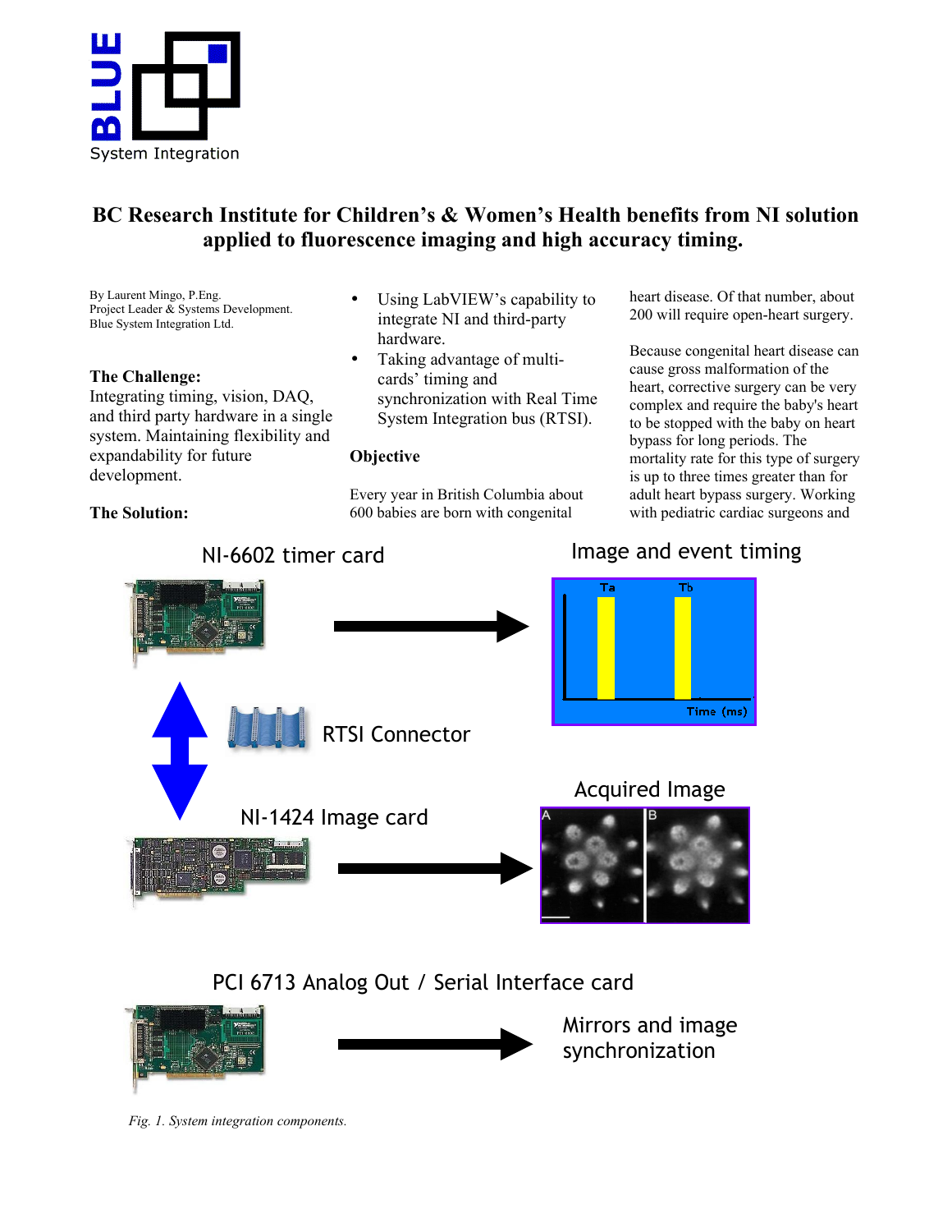BLUE System Integration

# BC Research Institute for Children's & Women's Health benefits from NI solution applied to fluorescence imaging and high accuracy timing.

By Laurent Mingo, P.Eng.
Project Leader & Systems Development.
Blue System Integration Ltd.

**The Challenge:**
Integrating timing, vision, DAQ, and third party hardware in a single system. Maintaining flexibility and expandability for future development.

**The Solution:**

- Using LabVIEW's capability to integrate NI and third-party hardware.
- Taking advantage of multi-cards' timing and synchronization with Real Time System Integration bus (RTSI).

**Objective**

Every year in British Columbia about 600 babies are born with congenital heart disease. Of that number, about 200 will require open-heart surgery.

Because congenital heart disease can cause gross malformation of the heart, corrective surgery can be very complex and require the baby's heart to be stopped with the baby on heart bypass for long periods. The mortality rate for this type of surgery is up to three times greater than for adult heart bypass surgery. Working with pediatric cardiac surgeons and

NI-6602 timer card → Image and event timing (Ta, Tb, Time (ms))

RTSI Connector

NI-1424 Image card → Acquired Image (A, B)

PCI 6713 Analog Out / Serial Interface card → Mirrors and image synchronization

*Fig. 1. System integration components.*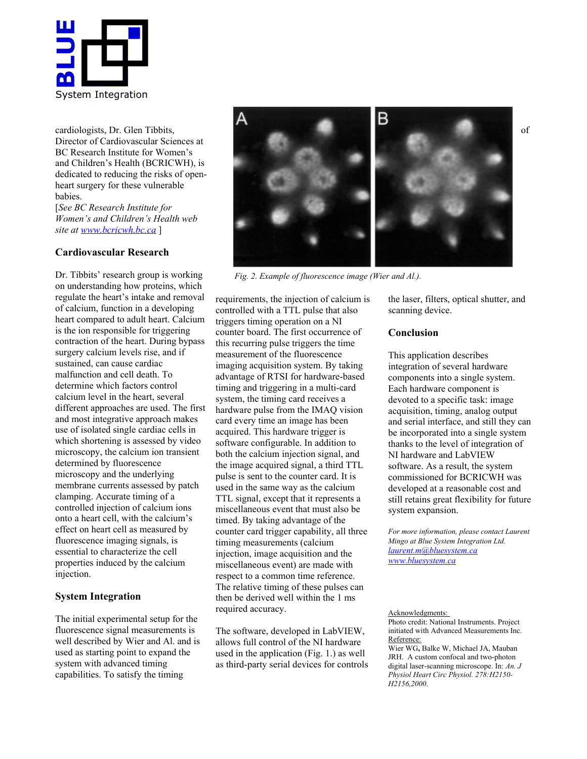cardiologists, Dr. Glen Tibbits, Director of Cardiovascular Sciences at BC Research Institute for Women's and Children's Health (BCRICWH), is dedicated to reducing the risks of open-heart surgery for these vulnerable babies.

[*See BC Research Institute for Women's and Children's Health web site at www.bcricwh.bc.ca* ]

## Cardiovascular Research

Dr. Tibbits' research group is working on understanding how proteins, which regulate the heart's intake and removal of calcium, function in a developing heart compared to adult heart. Calcium is the ion responsible for triggering contraction of the heart. During bypass surgery calcium levels rise, and if sustained, can cause cardiac malfunction and cell death. To determine which factors control calcium level in the heart, several different approaches are used. The first and most integrative approach makes use of isolated single cardiac cells in which shortening is assessed by video microscopy, the calcium ion transient determined by fluorescence microscopy and the underlying membrane currents assessed by patch clamping. Accurate timing of a controlled injection of calcium ions onto a heart cell, with the calcium's effect on heart cell as measured by fluorescence imaging signals, is essential to characterize the cell properties induced by the calcium injection.

## System Integration

The initial experimental setup for the fluorescence signal measurements is well described by Wier and Al. and is used as starting point to expand the system with advanced timing capabilities. To satisfy the timing requirements, the injection of calcium is controlled with a TTL pulse that also triggers timing operation on a NI counter board. The first occurrence of this recurring pulse triggers the time measurement of the fluorescence imaging acquisition system. By taking advantage of RTSI for hardware-based timing and triggering in a multi-card system, the timing card receives a hardware pulse from the IMAQ vision card every time an image has been acquired. This hardware trigger is software configurable. In addition to both the calcium injection signal, and the image acquired signal, a third TTL pulse is sent to the counter card. It is used in the same way as the calcium TTL signal, except that it represents a miscellaneous event that must also be timed. By taking advantage of the counter card trigger capability, all three timing measurements (calcium injection, image acquisition and the miscellaneous event) are made with respect to a common time reference. The relative timing of these pulses can then be derived well within the 1 ms required accuracy.

*Fig. 2. Example of fluorescence image (Wier and Al.).*

The software, developed in LabVIEW, allows full control of the NI hardware used in the application (Fig. 1.) as well as third-party serial devices for controls of the laser, filters, optical shutter, and scanning device.

## Conclusion

This application describes integration of several hardware components into a single system. Each hardware component is devoted to a specific task: image acquisition, timing, analog output and serial interface, and still they can be incorporated into a single system thanks to the level of integration of NI hardware and LabVIEW software. As a result, the system commissioned for BCRICWH was developed at a reasonable cost and still retains great flexibility for future system expansion.

*For more information, please contact Laurent Mingo at Blue System Integration Ltd.*
*laurent.m@bluesystem.ca*
*www.bluesystem.ca*

Acknowledgments:
Photo credit: National Instruments. Project initiated with Advanced Measurements Inc.

Reference:
Wier WG, Balke W, Michael JA, Mauban JRH. A custom confocal and two-photon digital laser-scanning microscope. In: *An. J Physiol Heart Circ Physiol. 278:H2150-H2156,2000.*